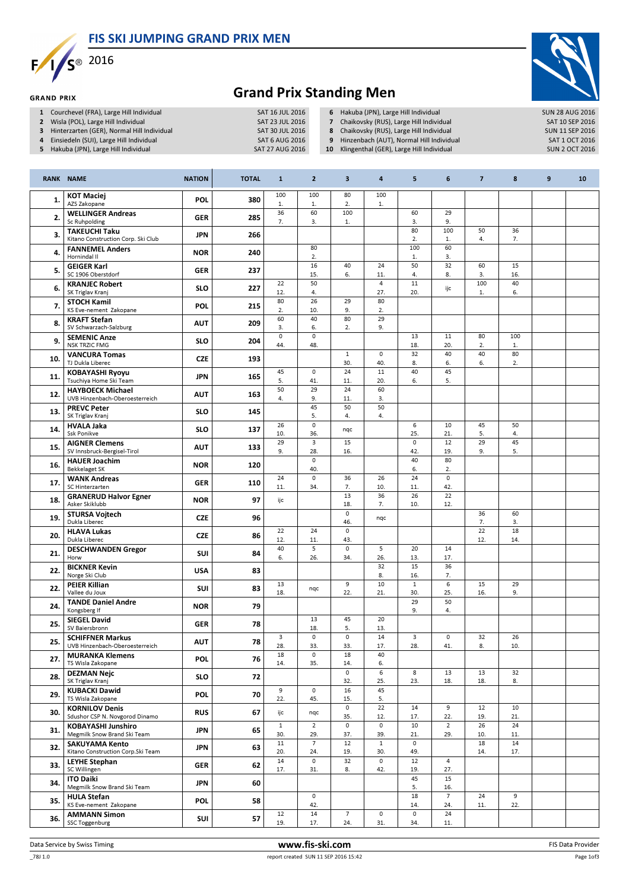# FIS SKI JUMPING GRAND PRIX MEN

2016

GRAND PRIX

## Grand Prix Standing Men

| | | |
|---|---|---|
| 1 | Courchevel (FRA), Large Hill Individual | SAT 16 JUL 2016 |
| 2 | Wisla (POL), Large Hill Individual | SAT 23 JUL 2016 |
| 3 | Hinterzarten (GER), Normal Hill Individual | SAT 30 JUL 2016 |
| 4 | Einsiedeln (SUI), Large Hill Individual | SAT 6 AUG 2016 |
| 5 | Hakuba (JPN), Large Hill Individual | SAT 27 AUG 2016 |
| 6 | Hakuba (JPN), Large Hill Individual | SUN 28 AUG 2016 |
| 7 | Chaikovsky (RUS), Large Hill Individual | SAT 10 SEP 2016 |
| 8 | Chaikovsky (RUS), Large Hill Individual | SUN 11 SEP 2016 |
| 9 | Hinzenbach (AUT), Normal Hill Individual | SAT 1 OCT 2016 |
| 10 | Klingenthal (GER), Large Hill Individual | SUN 2 OCT 2016 |

| RANK | NAME | NATION | TOTAL | 1 | 2 | 3 | 4 | 5 | 6 | 7 | 8 | 9 | 10 |
|---|---|---|---|---|---|---|---|---|---|---|---|---|---|
| 1. | **KOT Maciej** AZS Zakopane | POL | 380 | 100  1. | 100 1. | 80 2. | 100 1. | | | | | | |
| 2. | **WELLINGER Andreas** Sc Ruhpolding | GER | 285 | 36 7. | 60 3. | 100 1. | | 60 3. | 29 9. | | | | |
| 3. | **TAKEUCHI Taku** Kitano Construction Corp. Ski Club | JPN | 266 | | | | | 80 2. | 100 1. | 50 4. | 36 7. | | |
| 4. | **FANNEMEL Anders** Hornindal Il | NOR | 240 | | 80 2. | | | 100 1. | 60 3. | | | | |
| 5. | **GEIGER Karl** SC 1906 Oberstdorf | GER | 237 | | 16 15. | 40 6. | 24 11. | 50 4. | 32 8. | 60 3. | 15 16. | | |
| 6. | **KRANJEC Robert** SK Triglav Kranj | SLO | 227 | 22 12. | 50 4. | | 4 27. | 11 20. | ijc | 100 1. | 40 6. | | |
| 7. | **STOCH Kamil** KS Eve-nement Zakopane | POL | 215 | 80 2. | 26 10. | 29 9. | 80 2. | | | | | | |
| 8. | **KRAFT Stefan** SV Schwarzach-Salzburg | AUT | 209 | 60 3. | 40 6. | 80 2. | 29 9. | | | | | | |
| 9. | **SEMENIC Anze** NSK TRZIC FMG | SLO | 204 | 0 44. | 0 48. | | | 13 18. | 11 20. | 80 2. | 100 1. | | |
| 10. | **VANCURA Tomas** TJ Dukla Liberec | CZE | 193 | | | 1 30. | 0 40. | 32 8. | 40 6. | 40 6. | 80 2. | | |
| 11. | **KOBAYASHI Ryoyu** Tsuchiya Home Ski Team | JPN | 165 | 45 5. | 0 41. | 24 11. | 11 20. | 40 6. | 45 5. | | | | |
| 12. | **HAYBOECK Michael** UVB Hinzenbach-Oberoesterreich | AUT | 163 | 50 4. | 29 9. | 24 11. | 60 3. | | | | | | |
| 13. | **PREVC Peter** SK Triglav Kranj | SLO | 145 | | 45 5. | 50 4. | 50 4. | | | | | | |
| 14. | **HVALA Jaka** Ssk Ponikve | SLO | 137 | 26 10. | 0 36. | nqc | | 6 25. | 10 21. | 45 5. | 50 4. | | |
| 15. | **AIGNER Clemens** SV Innsbruck-Bergisel-Tirol | AUT | 133 | 29 9. | 3 28. | 15 16. | | 0 42. | 12 19. | 29 9. | 45 5. | | |
| 16. | **HAUER Joachim** Bekkelaget SK | NOR | 120 | | 0 40. | | | 40 6. | 80 2. | | | | |
| 17. | **WANK Andreas** SC Hinterzarten | GER | 110 | 24 11. | 0 34. | 36 7. | 26 10. | 24 11. | 0 42. | | | | |
| 18. | **GRANERUD Halvor Egner** Asker Skiklubb | NOR | 97 | ijc | | 13 18. | 36 7. | 26 10. | 22 12. | | | | |
| 19. | **STURSA Vojtech** Dukla Liberec | CZE | 96 | | | 0 46. | nqc | | | 36 7. | 60 3. | | |
| 20. | **HLAVA Lukas** Dukla Liberec | CZE | 86 | 22 12. | 24 11. | 0 43. | | | | 22 12. | 18 14. | | |
| 21. | **DESCHWANDEN Gregor** Horw | SUI | 84 | 40 6. | 5 26. | 0 34. | 5 26. | 20 13. | 14 17. | | | | |
| 22. | **BICKNER Kevin** Norge Ski Club | USA | 83 | | | | 32 8. | 15 16. | 36 7. | | | | |
| 22. | **PEIER Killian** Vallee du Joux | SUI | 83 | 13 18. | nqc | 9 22. | 10 21. | 1 30. | 6 25. | 15 16. | 29 9. | | |
| 24. | **TANDE Daniel Andre** Kongsberg If | NOR | 79 | | | | | 29 9. | 50 4. | | | | |
| 25. | **SIEGEL David** SV Baiersbronn | GER | 78 | | 13 18. | 45 5. | 20 13. | | | | | | |
| 25. | **SCHIFFNER Markus** UVB Hinzenbach-Oberoesterreich | AUT | 78 | 3 28. | 0 33. | 0 33. | 14 17. | 3 28. | 0 41. | 32 8. | 26 10. | | |
| 27. | **MURANKA Klemens** TS Wisla Zakopane | POL | 76 | 18 14. | 0 35. | 18 14. | 40 6. | | | | | | |
| 28. | **DEZMAN Nejc** SK Triglav Kranj | SLO | 72 | | | 0 32. | 6 25. | 8 23. | 13 18. | 13 18. | 32 8. | | |
| 29. | **KUBACKI Dawid** TS Wisla Zakopane | POL | 70 | 9 22. | 0 45. | 16 15. | 45 5. | | | | | | |
| 30. | **KORNILOV Denis** Sdushor CSP N. Novgorod Dinamo | RUS | 67 | ijc | nqc | 0 35. | 22 12. | 14 17. | 9 22. | 12 19. | 10 21. | | |
| 31. | **KOBAYASHI Junshiro** Megmilk Snow Brand Ski Team | JPN | 65 | 1 30. | 2 29. | 0 37. | 0 39. | 10 21. | 2 29. | 26 10. | 24 11. | | |
| 32. | **SAKUYAMA Kento** Kitano Construction Corp.Ski Team | JPN | 63 | 11 20. | 7 24. | 12 19. | 1 30. | 0 49. | | 18 14. | 14 17. | | |
| 33. | **LEYHE Stephan** SC Willingen | GER | 62 | 14 17. | 0 31. | 32 8. | 0 42. | 12 19. | 4 27. | | | | |
| 34. | **ITO Daiki** Megmilk Snow Brand Ski Team | JPN | 60 | | | | | 45 5. | 15 16. | | | | |
| 35. | **HULA Stefan** KS Eve-nement Zakopane | POL | 58 | | 0 42. | | | 18 14. | 7 24. | 24 11. | 9 22. | | |
| 36. | **AMMANN Simon** SSC Toggenburg | SUI | 57 | 12 19. | 14 17. | 7 24. | 0 31. | 0 34. | 24 11. | | | | |

Data Service by Swiss Timing | www.fis-ski.com | FIS Data Provider

_78J 1.0 report created SUN 11 SEP 2016 15:42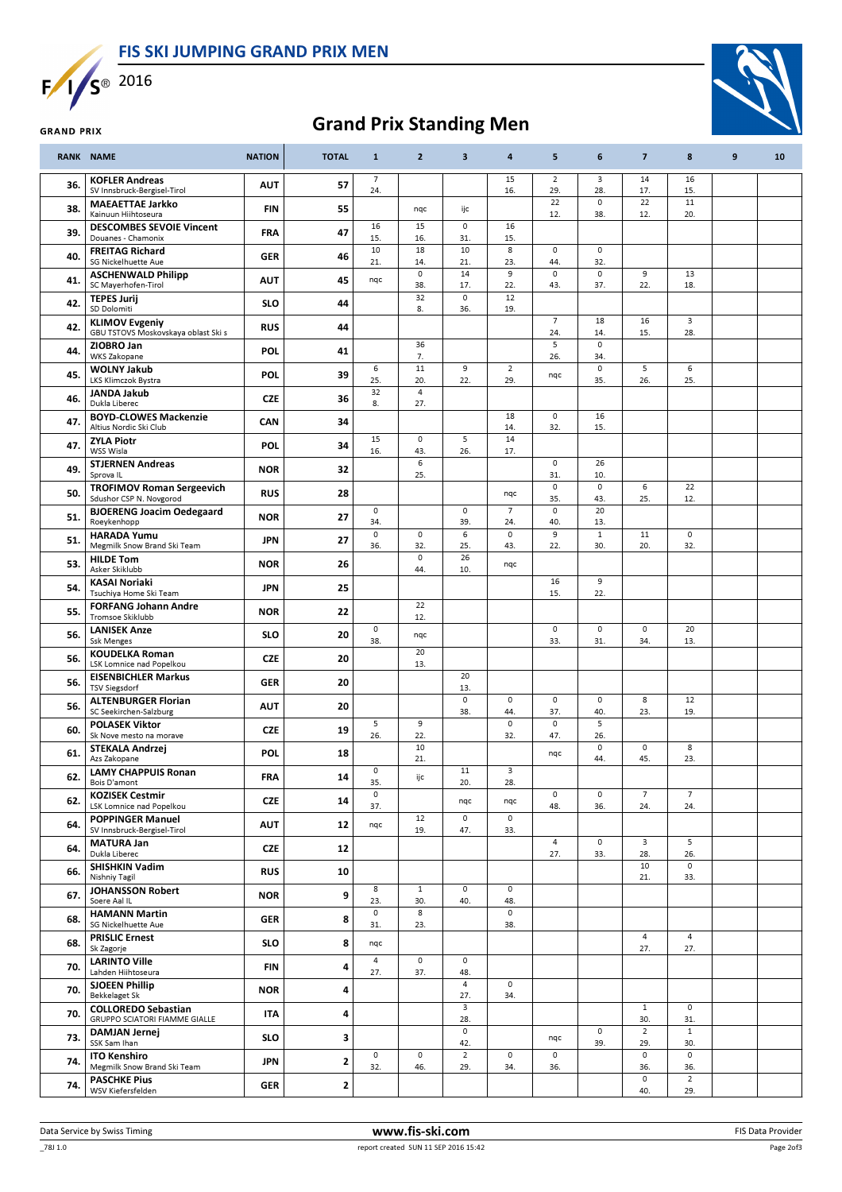# FIS SKI JUMPING GRAND PRIX MEN

2016

GRAND PRIX

## Grand Prix Standing Men

| RANK | NAME | NATION | TOTAL | 1 | 2 | 3 | 4 | 5 | 6 | 7 | 8 | 9 | 10 |
|---|---|---|---|---|---|---|---|---|---|---|---|---|---|
| 36. | **KOFLER Andreas** SV Innsbruck-Bergisel-Tirol | AUT | 57 | 7 24. | | | 15 16. | 2 29. | 3 28. | 14 17. | 16 15. | | |
| 38. | **MAEAETTAE Jarkko** Kainuun Hiihtoseura | FIN | 55 | | nqc | ijc | | 22 12. | 0 38. | 22 12. | 11 20. | | |
| 39. | **DESCOMBES SEVOIE Vincent** Douanes - Chamonix | FRA | 47 | 16 15. | 15 16. | 0 31. | 16 15. | | | | | | |
| 40. | **FREITAG Richard** SG Nickelhuette Aue | GER | 46 | 10 21. | 18 14. | 10 21. | 8 23. | 0 44. | 0 32. | | | | |
| 41. | **ASCHENWALD Philipp** SC Mayerhofen-Tirol | AUT | 45 | nqc | 0 38. | 14 17. | 9 22. | 0 43. | 0 37. | 9 22. | 13 18. | | |
| 42. | **TEPES Jurij** SD Dolomiti | SLO | 44 | | 32 8. | 0 36. | 12 19. | | | | | | |
| 42. | **KLIMOV Evgeniy** GBU TSTOVS Moskovskaya oblast Ski s | RUS | 44 | | | | | 7 24. | 18 14. | 16 15. | 3 28. | | |
| 44. | **ZIOBRO Jan** WKS Zakopane | POL | 41 | | 36 7. | | | 5 26. | 0 34. | | | | |
| 45. | **WOLNY Jakub** LKS Klimczok Bystra | POL | 39 | 6 25. | 11 20. | 9 22. | 2 29. | nqc | 0 35. | 5 26. | 6 25. | | |
| 46. | **JANDA Jakub** Dukla Liberec | CZE | 36 | 32 8. | 4 27. | | | | | | | | |
| 47. | **BOYD-CLOWES Mackenzie** Altius Nordic Ski Club | CAN | 34 | | | | 18 14. | 0 32. | 16 15. | | | | |
| 47. | **ZYLA Piotr** WSS Wisla | POL | 34 | 15 16. | 0 43. | 5 26. | 14 17. | | | | | | |
| 49. | **STJERNEN Andreas** Sprova IL | NOR | 32 | | 6 25. | | | 0 31. | 26 10. | | | | |
| 50. | **TROFIMOV Roman Sergeevich** Sdushor CSP N. Novgorod | RUS | 28 | | | | nqc | 0 35. | 0 43. | 6 25. | 22 12. | | |
| 51. | **BJOERENG Joacim Oedegaard** Roeykenhopp | NOR | 27 | 0 34. | | 0 39. | 7 24. | 0 40. | 20 13. | | | | |
| 51. | **HARADA Yumu** Megmilk Snow Brand Ski Team | JPN | 27 | 0 36. | 0 32. | 6 25. | 0 43. | 9 22. | 1 30. | 11 20. | 0 32. | | |
| 53. | **HILDE Tom** Asker Skiklubb | NOR | 26 | | 0 44. | 26 10. | nqc | | | | | | |
| 54. | **KASAI Noriaki** Tsuchiya Home Ski Team | JPN | 25 | | | | | 16 15. | 9 22. | | | | |
| 55. | **FORFANG Johann Andre** Tromsoe Skiklubb | NOR | 22 | | 22 12. | | | | | | | | |
| 56. | **LANISEK Anze** Ssk Menges | SLO | 20 | 0 38. | nqc | | | 0 33. | 0 31. | 0 34. | 20 13. | | |
| 56. | **KOUDELKA Roman** LSK Lomnice nad Popelkou | CZE | 20 | | 20 13. | | | | | | | | |
| 56. | **EISENBICHLER Markus** TSV Siegsdorf | GER | 20 | | | 20 13. | | | | | | | |
| 56. | **ALTENBURGER Florian** SC Seekirchen-Salzburg | AUT | 20 | | | 0 38. | 0 44. | 0 37. | 0 40. | 8 23. | 12 19. | | |
| 60. | **POLASEK Viktor** Sk Nove mesto na morave | CZE | 19 | 5 26. | 9 22. | | 0 32. | 0 47. | 5 26. | | | | |
| 61. | **STEKALA Andrzej** Azs Zakopane | POL | 18 | | 10 21. | | | nqc | 0 44. | 0 45. | 8 23. | | |
| 62. | **LAMY CHAPPUIS Ronan** Bois D'amont | FRA | 14 | 0 35. | ijc | 11 20. | 3 28. | | | | | | |
| 62. | **KOZISEK Cestmir** LSK Lomnice nad Popelkou | CZE | 14 | 0 37. | | nqc | nqc | 0 48. | 0 36. | 7 24. | 7 24. | | |
| 64. | **POPPINGER Manuel** SV Innsbruck-Bergisel-Tirol | AUT | 12 | nqc | 12 19. | 0 47. | 0 33. | | | | | | |
| 64. | **MATURA Jan** Dukla Liberec | CZE | 12 | | | | | 4 27. | 0 33. | 3 28. | 5 26. | | |
| 66. | **SHISHKIN Vadim** Nishniy Tagil | RUS | 10 | | | | | | | 10 21. | 0 33. | | |
| 67. | **JOHANSSON Robert** Soere Aal IL | NOR | 9 | 8 23. | 1 30. | 0 40. | 0 48. | | | | | | |
| 68. | **HAMANN Martin** SG Nickelhuette Aue | GER | 8 | 0 31. | 8 23. | | 0 38. | | | | | | |
| 68. | **PRISLIC Ernest** Sk Zagorje | SLO | 8 | nqc | | | | | | 4 27. | 4 27. | | |
| 70. | **LARINTO Ville** Lahden Hiihtoseura | FIN | 4 | 4 27. | 0 37. | 0 48. | | | | | | | |
| 70. | **SJOEEN Phillip** Bekkelaget Sk | NOR | 4 | | | 4 27. | 0 34. | | | | | | |
| 70. | **COLLOREDO Sebastian** GRUPPO SCIATORI FIAMME GIALLE | ITA | 4 | | | 3 28. | | | | 1 30. | 0 31. | | |
| 73. | **DAMJAN Jernej** SSK Sam Ihan | SLO | 3 | | | 0 42. | | nqc | 0 39. | 2 29. | 1 30. | | |
| 74. | **ITO Kenshiro** Megmilk Snow Brand Ski Team | JPN | 2 | 0 32. | 0 46. | 2 29. | 0 34. | 0 36. | | 0 36. | 0 36. | | |
| 74. | **PASCHKE Pius** WSV Kiefersfelden | GER | 2 | | | | | | | 0 40. | 2 29. | | |

Data Service by Swiss Timing — www.fis-ski.com — FIS Data Provider

_78J 1.0 — report created SUN 11 SEP 2016 15:42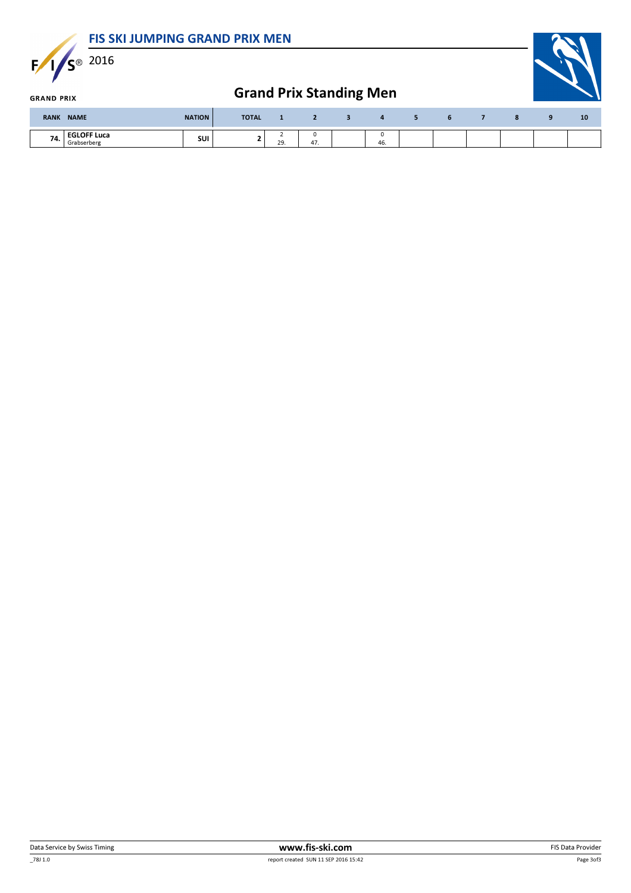# FIS SKI JUMPING GRAND PRIX MEN

2016

GRAND PRIX

## Grand Prix Standing Men

| RANK | NAME | NATION | TOTAL | 1 | 2 | 3 | 4 | 5 | 6 | 7 | 8 | 9 | 10 |
|---|---|---|---|---|---|---|---|---|---|---|---|---|---|
| 74. | **EGLOFF Luca** Grabserberg | SUI | 2 | 2 29. | 0 47. | | 0 46. | | | | | | |

Data Service by Swiss Timing

www.fis-ski.com

FIS Data Provider

_78J 1.0

report created SUN 11 SEP 2016 15:42